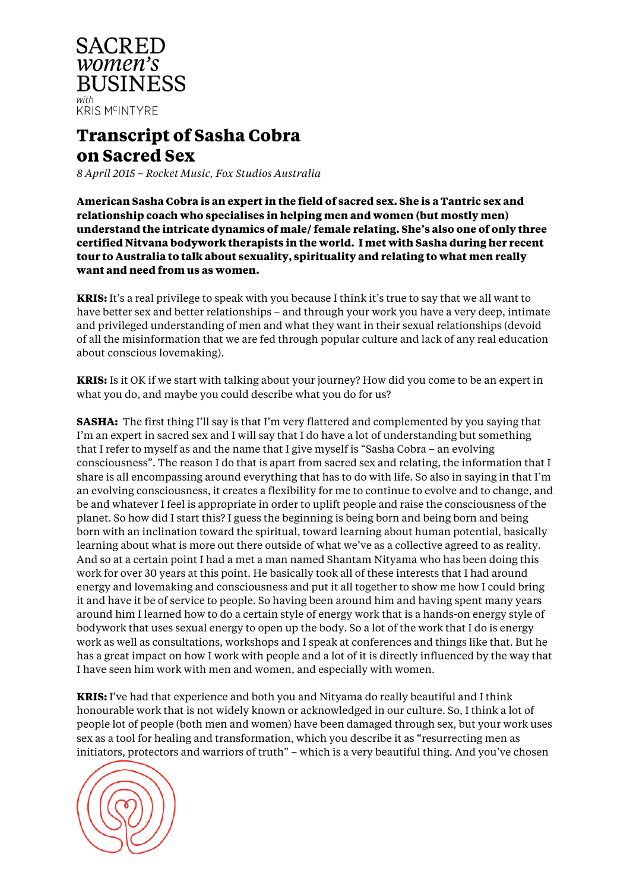SACRED
*women's*
BUSINESS
*with*
KRIS McINTYRE

# Transcript of Sasha Cobra on Sacred Sex

*8 April 2015 – Rocket Music, Fox Studios Australia*

**American Sasha Cobra is an expert in the field of sacred sex. She is a Tantric sex and relationship coach who specialises in helping men and women (but mostly men) understand the intricate dynamics of male/ female relating. She's also one of only three certified Nitvana bodywork therapists in the world. I met with Sasha during her recent tour to Australia to talk about sexuality, spirituality and relating to what men really want and need from us as women.**

**KRIS:** It's a real privilege to speak with you because I think it's true to say that we all want to have better sex and better relationships – and through your work you have a very deep, intimate and privileged understanding of men and what they want in their sexual relationships (devoid of all the misinformation that we are fed through popular culture and lack of any real education about conscious lovemaking).

**KRIS:** Is it OK if we start with talking about your journey? How did you come to be an expert in what you do, and maybe you could describe what you do for us?

**SASHA:** The first thing I'll say is that I'm very flattered and complemented by you saying that I'm an expert in sacred sex and I will say that I do have a lot of understanding but something that I refer to myself as and the name that I give myself is "Sasha Cobra – an evolving consciousness". The reason I do that is apart from sacred sex and relating, the information that I share is all encompassing around everything that has to do with life. So also in saying in that I'm an evolving consciousness, it creates a flexibility for me to continue to evolve and to change, and be and whatever I feel is appropriate in order to uplift people and raise the consciousness of the planet. So how did I start this? I guess the beginning is being born and being born with an inclination toward the spiritual, toward learning about human potential, basically learning about what is more out there outside of what we've as a collective agreed to as reality. And so at a certain point I had a met a man named Shantam Nityama who has been doing this work for over 30 years at this point. He basically took all of these interests that I had around energy and lovemaking and consciousness and put it all together to show me how I could bring it and have it be of service to people. So having been around him and having spent many years around him I learned how to do a certain style of energy work that is a hands-on energy style of bodywork that uses sexual energy to open up the body. So a lot of the work that I do is energy work as well as consultations, workshops and I speak at conferences and things like that. But he has a great impact on how I work with people and a lot of it is directly influenced by the way that I have seen him work with men and women, and especially with women.

**KRIS:** I've had that experience and both you and Nityama do really beautiful and I think honourable work that is not widely known or acknowledged in our culture. So, I think a lot of people lot of people (both men and women) have been damaged through sex, but your work uses sex as a tool for healing and transformation, which you describe it as "resurrecting men as initiators, protectors and warriors of truth" – which is a very beautiful thing. And you've chosen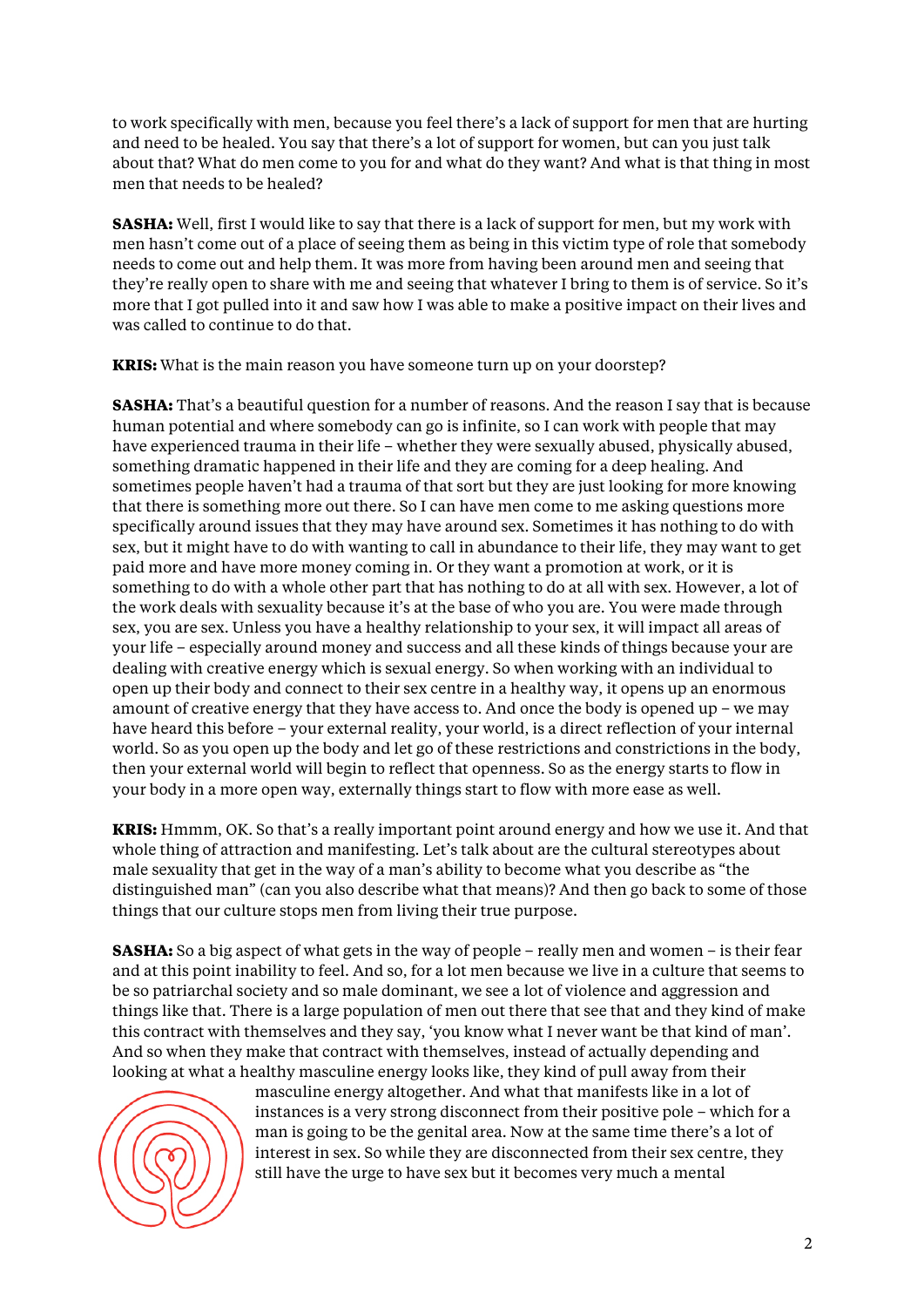to work specifically with men, because you feel there's a lack of support for men that are hurting and need to be healed. You say that there's a lot of support for women, but can you just talk about that? What do men come to you for and what do they want? And what is that thing in most men that needs to be healed?

**SASHA:** Well, first I would like to say that there is a lack of support for men, but my work with men hasn't come out of a place of seeing them as being in this victim type of role that somebody needs to come out and help them. It was more from having been around men and seeing that they're really open to share with me and seeing that whatever I bring to them is of service. So it's more that I got pulled into it and saw how I was able to make a positive impact on their lives and was called to continue to do that.

**KRIS:** What is the main reason you have someone turn up on your doorstep?

**SASHA:** That's a beautiful question for a number of reasons. And the reason I say that is because human potential and where somebody can go is infinite, so I can work with people that may have experienced trauma in their life – whether they were sexually abused, physically abused, something dramatic happened in their life and they are coming for a deep healing. And sometimes people haven't had a trauma of that sort but they are just looking for more knowing that there is something more out there. So I can have men come to me asking questions more specifically around issues that they may have around sex. Sometimes it has nothing to do with sex, but it might have to do with wanting to call in abundance to their life, they may want to get paid more and have more money coming in. Or they want a promotion at work, or it is something to do with a whole other part that has nothing to do at all with sex. However, a lot of the work deals with sexuality because it's at the base of who you are. You were made through sex, you are sex. Unless you have a healthy relationship to your sex, it will impact all areas of your life – especially around money and success and all these kinds of things because your are dealing with creative energy which is sexual energy. So when working with an individual to open up their body and connect to their sex centre in a healthy way, it opens up an enormous amount of creative energy that they have access to. And once the body is opened up – we may have heard this before – your external reality, your world, is a direct reflection of your internal world. So as you open up the body and let go of these restrictions and constrictions in the body, then your external world will begin to reflect that openness. So as the energy starts to flow in your body in a more open way, externally things start to flow with more ease as well.

**KRIS:** Hmmm, OK. So that's a really important point around energy and how we use it. And that whole thing of attraction and manifesting. Let's talk about are the cultural stereotypes about male sexuality that get in the way of a man's ability to become what you describe as "the distinguished man" (can you also describe what that means)? And then go back to some of those things that our culture stops men from living their true purpose.

**SASHA:** So a big aspect of what gets in the way of people – really men and women – is their fear and at this point inability to feel. And so, for a lot men because we live in a culture that seems to be so patriarchal society and so male dominant, we see a lot of violence and aggression and things like that. There is a large population of men out there that see that and they kind of make this contract with themselves and they say, 'you know what I never want be that kind of man'. And so when they make that contract with themselves, instead of actually depending and looking at what a healthy masculine energy looks like, they kind of pull away from their masculine energy altogether. And what that manifests like in a lot of instances is a very strong disconnect from their positive pole – which for a man is going to be the genital area. Now at the same time there's a lot of interest in sex. So while they are disconnected from their sex centre, they still have the urge to have sex but it becomes very much a mental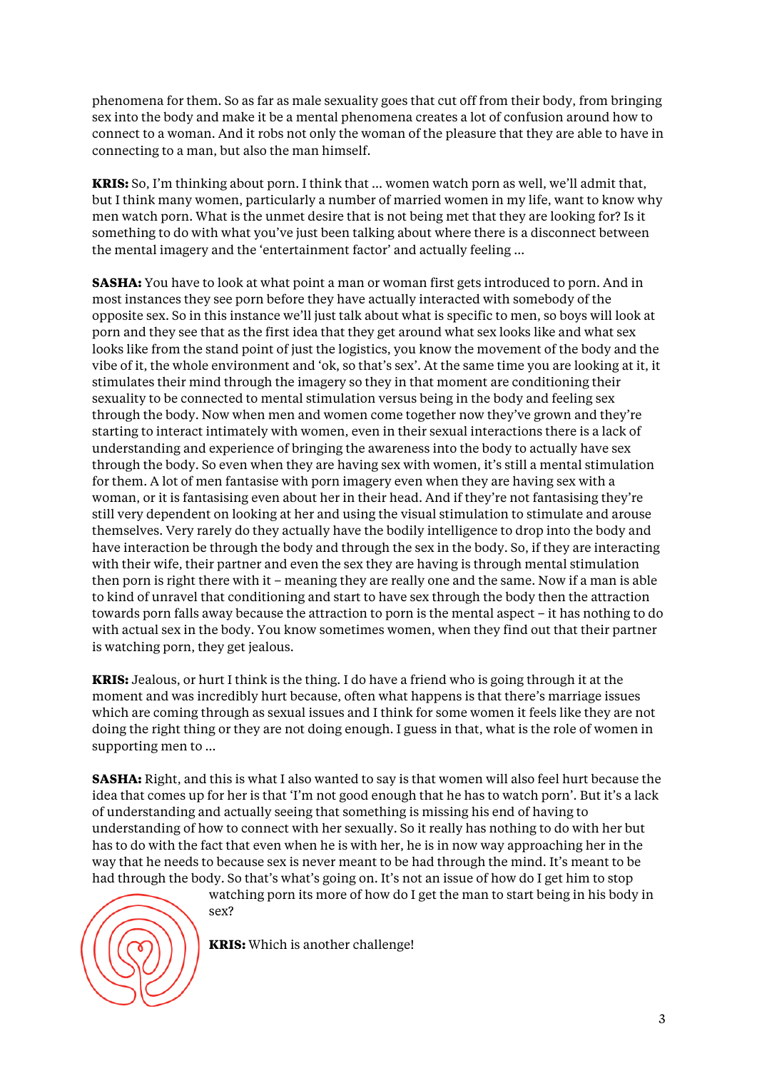phenomena for them. So as far as male sexuality goes that cut off from their body, from bringing sex into the body and make it be a mental phenomena creates a lot of confusion around how to connect to a woman. And it robs not only the woman of the pleasure that they are able to have in connecting to a man, but also the man himself.

**KRIS:** So, I'm thinking about porn. I think that ... women watch porn as well, we'll admit that, but I think many women, particularly a number of married women in my life, want to know why men watch porn. What is the unmet desire that is not being met that they are looking for? Is it something to do with what you've just been talking about where there is a disconnect between the mental imagery and the 'entertainment factor' and actually feeling ...

**SASHA:** You have to look at what point a man or woman first gets introduced to porn. And in most instances they see porn before they have actually interacted with somebody of the opposite sex. So in this instance we'll just talk about what is specific to men, so boys will look at porn and they see that as the first idea that they get around what sex looks like and what sex looks like from the stand point of just the logistics, you know the movement of the body and the vibe of it, the whole environment and 'ok, so that's sex'. At the same time you are looking at it, it stimulates their mind through the imagery so they in that moment are conditioning their sexuality to be connected to mental stimulation versus being in the body and feeling sex through the body. Now when men and women come together now they've grown and they're starting to interact intimately with women, even in their sexual interactions there is a lack of understanding and experience of bringing the awareness into the body to actually have sex through the body. So even when they are having sex with women, it's still a mental stimulation for them. A lot of men fantasise with porn imagery even when they are having sex with a woman, or it is fantasising even about her in their head. And if they're not fantasising they're still very dependent on looking at her and using the visual stimulation to stimulate and arouse themselves. Very rarely do they actually have the bodily intelligence to drop into the body and have interaction be through the body and through the sex in the body. So, if they are interacting with their wife, their partner and even the sex they are having is through mental stimulation then porn is right there with it – meaning they are really one and the same. Now if a man is able to kind of unravel that conditioning and start to have sex through the body then the attraction towards porn falls away because the attraction to porn is the mental aspect – it has nothing to do with actual sex in the body. You know sometimes women, when they find out that their partner is watching porn, they get jealous.

**KRIS:** Jealous, or hurt I think is the thing. I do have a friend who is going through it at the moment and was incredibly hurt because, often what happens is that there's marriage issues which are coming through as sexual issues and I think for some women it feels like they are not doing the right thing or they are not doing enough. I guess in that, what is the role of women in supporting men to ...

**SASHA:** Right, and this is what I also wanted to say is that women will also feel hurt because the idea that comes up for her is that 'I'm not good enough that he has to watch porn'. But it's a lack of understanding and actually seeing that something is missing his end of having to understanding of how to connect with her sexually. So it really has nothing to do with her but has to do with the fact that even when he is with her, he is in now way approaching her in the way that he needs to because sex is never meant to be had through the mind. It's meant to be had through the body. So that's what's going on. It's not an issue of how do I get him to stop watching porn its more of how do I get the man to start being in his body in sex?

**KRIS:** Which is another challenge!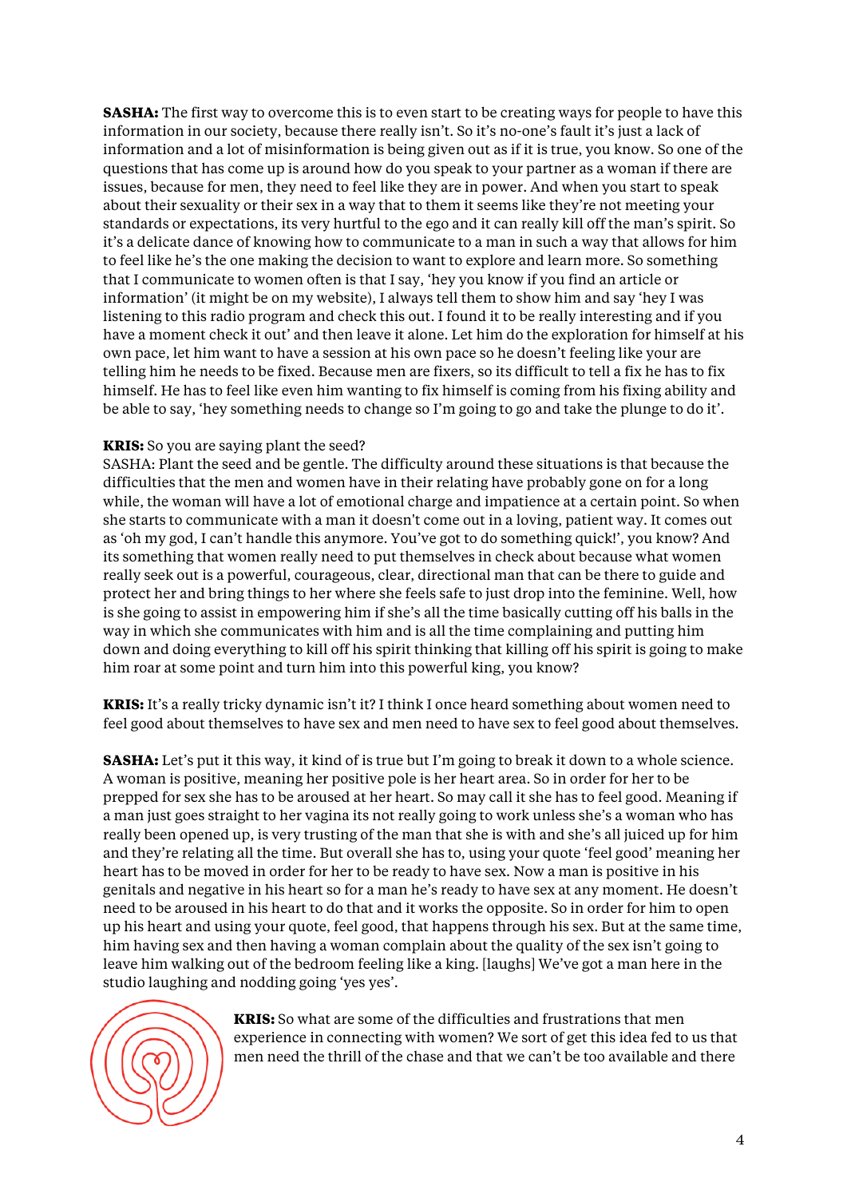**SASHA:** The first way to overcome this is to even start to be creating ways for people to have this information in our society, because there really isn't. So it's no-one's fault it's just a lack of information and a lot of misinformation is being given out as if it is true, you know. So one of the questions that has come up is around how do you speak to your partner as a woman if there are issues, because for men, they need to feel like they are in power. And when you start to speak about their sexuality or their sex in a way that to them it seems like they're not meeting your standards or expectations, its very hurtful to the ego and it can really kill off the man's spirit. So it's a delicate dance of knowing how to communicate to a man in such a way that allows for him to feel like he's the one making the decision to want to explore and learn more. So something that I communicate to women often is that I say, 'hey you know if you find an article or information' (it might be on my website), I always tell them to show him and say 'hey I was listening to this radio program and check this out. I found it to be really interesting and if you have a moment check it out' and then leave it alone. Let him do the exploration for himself at his own pace, let him want to have a session at his own pace so he doesn't feeling like your are telling him he needs to be fixed. Because men are fixers, so its difficult to tell a fix he has to fix himself. He has to feel like even him wanting to fix himself is coming from his fixing ability and be able to say, 'hey something needs to change so I'm going to go and take the plunge to do it'.

**KRIS:** So you are saying plant the seed?
SASHA: Plant the seed and be gentle. The difficulty around these situations is that because the difficulties that the men and women have in their relating have probably gone on for a long while, the woman will have a lot of emotional charge and impatience at a certain point. So when she starts to communicate with a man it doesn't come out in a loving, patient way. It comes out as 'oh my god, I can't handle this anymore. You've got to do something quick!', you know? And its something that women really need to put themselves in check about because what women really seek out is a powerful, courageous, clear, directional man that can be there to guide and protect her and bring things to her where she feels safe to just drop into the feminine. Well, how is she going to assist in empowering him if she's all the time basically cutting off his balls in the way in which she communicates with him and is all the time complaining and putting him down and doing everything to kill off his spirit thinking that killing off his spirit is going to make him roar at some point and turn him into this powerful king, you know?

**KRIS:** It's a really tricky dynamic isn't it? I think I once heard something about women need to feel good about themselves to have sex and men need to have sex to feel good about themselves.

**SASHA:** Let's put it this way, it kind of is true but I'm going to break it down to a whole science. A woman is positive, meaning her positive pole is her heart area. So in order for her to be prepped for sex she has to be aroused at her heart. So may call it she has to feel good. Meaning if a man just goes straight to her vagina its not really going to work unless she's a woman who has really been opened up, is very trusting of the man that she is with and she's all juiced up for him and they're relating all the time. But overall she has to, using your quote 'feel good' meaning her heart has to be moved in order for her to be ready to have sex. Now a man is positive in his genitals and negative in his heart so for a man he's ready to have sex at any moment. He doesn't need to be aroused in his heart to do that and it works the opposite. So in order for him to open up his heart and using your quote, feel good, that happens through his sex. But at the same time, him having sex and then having a woman complain about the quality of the sex isn't going to leave him walking out of the bedroom feeling like a king. [laughs] We've got a man here in the studio laughing and nodding going 'yes yes'.

**KRIS:** So what are some of the difficulties and frustrations that men experience in connecting with women? We sort of get this idea fed to us that men need the thrill of the chase and that we can't be too available and there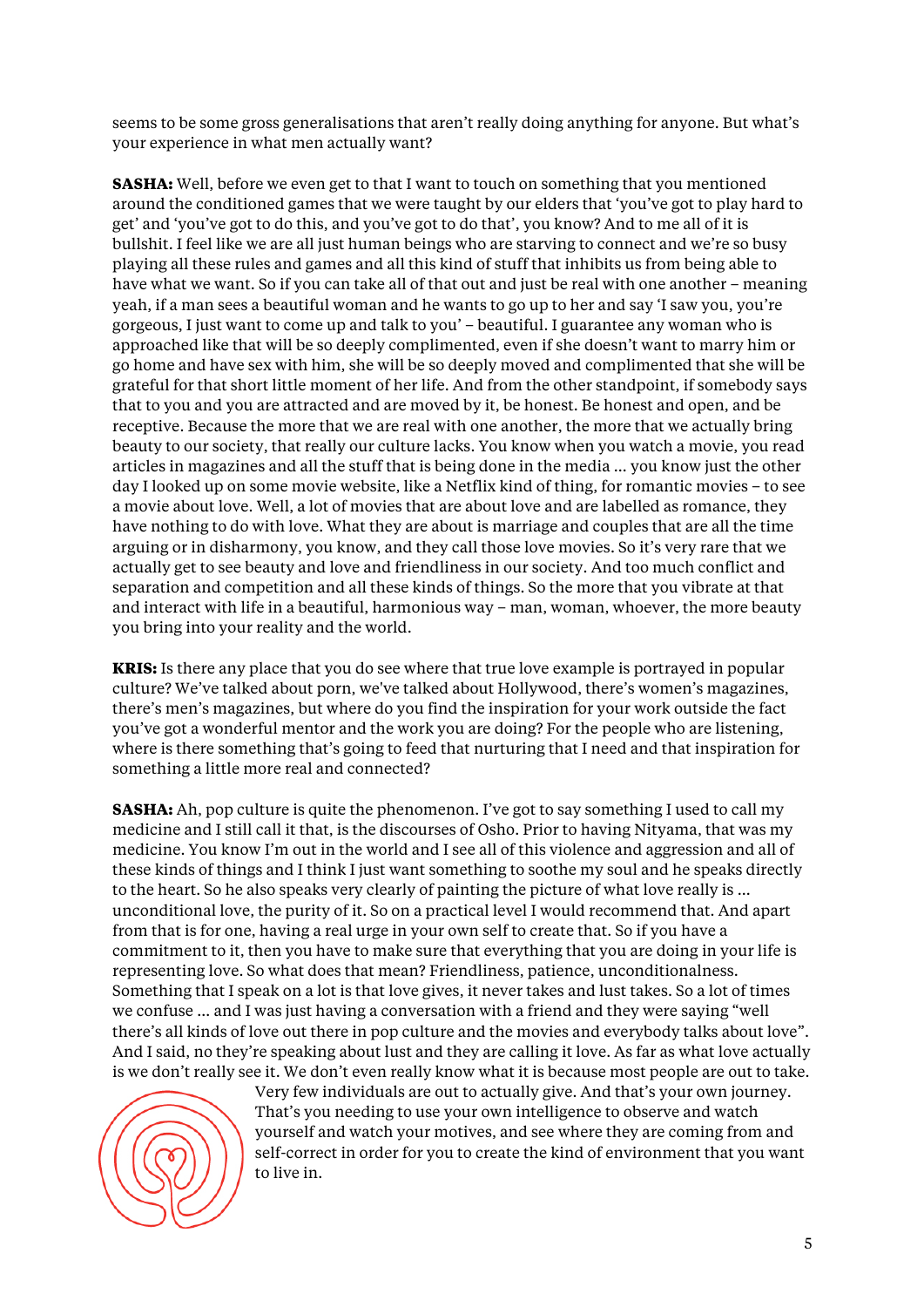seems to be some gross generalisations that aren't really doing anything for anyone. But what's your experience in what men actually want?

**SASHA:** Well, before we even get to that I want to touch on something that you mentioned around the conditioned games that we were taught by our elders that 'you've got to play hard to get' and 'you've got to do this, and you've got to do that', you know? And to me all of it is bullshit. I feel like we are all just human beings who are starving to connect and we're so busy playing all these rules and games and all this kind of stuff that inhibits us from being able to have what we want. So if you can take all of that out and just be real with one another – meaning yeah, if a man sees a beautiful woman and he wants to go up to her and say 'I saw you, you're gorgeous, I just want to come up and talk to you' – beautiful. I guarantee any woman who is approached like that will be so deeply complimented, even if she doesn't want to marry him or go home and have sex with him, she will be so deeply moved and complimented that she will be grateful for that short little moment of her life. And from the other standpoint, if somebody says that to you and you are attracted and are moved by it, be honest. Be honest and open, and be receptive. Because the more that we are real with one another, the more that we actually bring beauty to our society, that really our culture lacks. You know when you watch a movie, you read articles in magazines and all the stuff that is being done in the media ... you know just the other day I looked up on some movie website, like a Netflix kind of thing, for romantic movies – to see a movie about love. Well, a lot of movies that are about love and are labelled as romance, they have nothing to do with love. What they are about is marriage and couples that are all the time arguing or in disharmony, you know, and they call those love movies. So it's very rare that we actually get to see beauty and love and friendliness in our society. And too much conflict and separation and competition and all these kinds of things. So the more that you vibrate at that and interact with life in a beautiful, harmonious way – man, woman, whoever, the more beauty you bring into your reality and the world.

**KRIS:** Is there any place that you do see where that true love example is portrayed in popular culture? We've talked about porn, we've talked about Hollywood, there's women's magazines, there's men's magazines, but where do you find the inspiration for your work outside the fact you've got a wonderful mentor and the work you are doing? For the people who are listening, where is there something that's going to feed that nurturing that I need and that inspiration for something a little more real and connected?

**SASHA:** Ah, pop culture is quite the phenomenon. I've got to say something I used to call my medicine and I still call it that, is the discourses of Osho. Prior to having Nityama, that was my medicine. You know I'm out in the world and I see all of this violence and aggression and all of these kinds of things and I think I just want something to soothe my soul and he speaks directly to the heart. So he also speaks very clearly of painting the picture of what love really is ... unconditional love, the purity of it. So on a practical level I would recommend that. And apart from that is for one, having a real urge in your own self to create that. So if you have a commitment to it, then you have to make sure that everything that you are doing in your life is representing love. So what does that mean? Friendliness, patience, unconditionalness. Something that I speak on a lot is that love gives, it never takes and lust takes. So a lot of times we confuse ... and I was just having a conversation with a friend and they were saying "well there's all kinds of love out there in pop culture and the movies and everybody talks about love". And I said, no they're speaking about lust and they are calling it love. As far as what love actually is we don't really see it. We don't even really know what it is because most people are out to take. Very few individuals are out to actually give. And that's your own journey. That's you needing to use your own intelligence to observe and watch yourself and watch your motives, and see where they are coming from and self-correct in order for you to create the kind of environment that you want to live in.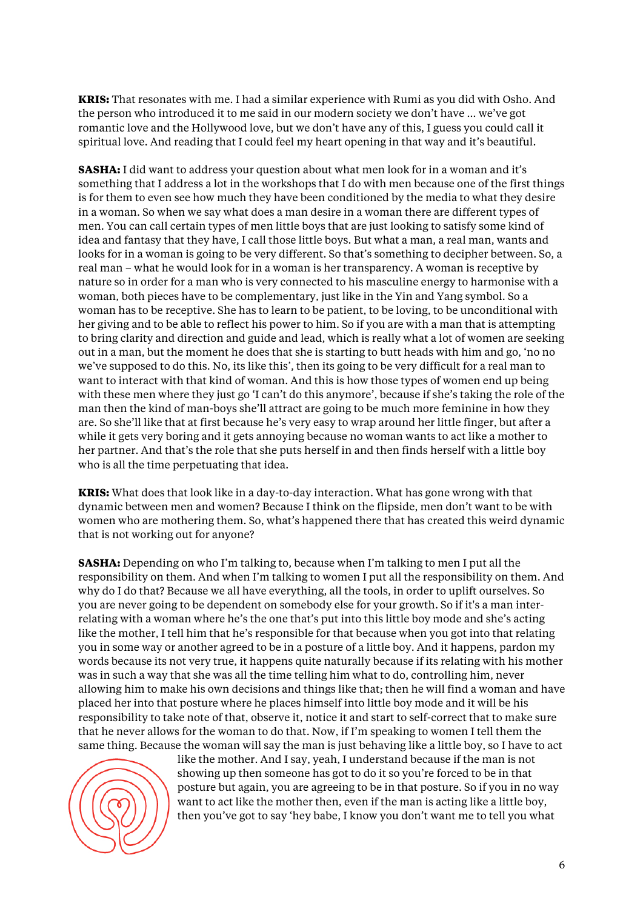**KRIS:** That resonates with me. I had a similar experience with Rumi as you did with Osho. And the person who introduced it to me said in our modern society we don't have … we've got romantic love and the Hollywood love, but we don't have any of this, I guess you could call it spiritual love. And reading that I could feel my heart opening in that way and it's beautiful.

**SASHA:** I did want to address your question about what men look for in a woman and it's something that I address a lot in the workshops that I do with men because one of the first things is for them to even see how much they have been conditioned by the media to what they desire in a woman. So when we say what does a man desire in a woman there are different types of men. You can call certain types of men little boys that are just looking to satisfy some kind of idea and fantasy that they have, I call those little boys. But what a man, a real man, wants and looks for in a woman is going to be very different. So that's something to decipher between. So, a real man – what he would look for in a woman is her transparency. A woman is receptive by nature so in order for a man who is very connected to his masculine energy to harmonise with a woman, both pieces have to be complementary, just like in the Yin and Yang symbol. So a woman has to be receptive. She has to learn to be patient, to be loving, to be unconditional with her giving and to be able to reflect his power to him. So if you are with a man that is attempting to bring clarity and direction and guide and lead, which is really what a lot of women are seeking out in a man, but the moment he does that she is starting to butt heads with him and go, 'no no we've supposed to do this. No, its like this', then its going to be very difficult for a real man to want to interact with that kind of woman. And this is how those types of women end up being with these men where they just go 'I can't do this anymore', because if she's taking the role of the man then the kind of man-boys she'll attract are going to be much more feminine in how they are. So she'll like that at first because he's very easy to wrap around her little finger, but after a while it gets very boring and it gets annoying because no woman wants to act like a mother to her partner. And that's the role that she puts herself in and then finds herself with a little boy who is all the time perpetuating that idea.

**KRIS:** What does that look like in a day-to-day interaction. What has gone wrong with that dynamic between men and women? Because I think on the flipside, men don't want to be with women who are mothering them. So, what's happened there that has created this weird dynamic that is not working out for anyone?

**SASHA:** Depending on who I'm talking to, because when I'm talking to men I put all the responsibility on them. And when I'm talking to women I put all the responsibility on them. And why do I do that? Because we all have everything, all the tools, in order to uplift ourselves. So you are never going to be dependent on somebody else for your growth. So if it's a man inter-relating with a woman where he's the one that's put into this little boy mode and she's acting like the mother, I tell him that he's responsible for that because when you got into that relating you in some way or another agreed to be in a posture of a little boy. And it happens, pardon my words because its not very true, it happens quite naturally because if its relating with his mother was in such a way that she was all the time telling him what to do, controlling him, never allowing him to make his own decisions and things like that; then he will find a woman and have placed her into that posture where he places himself into little boy mode and it will be his responsibility to take note of that, observe it, notice it and start to self-correct that to make sure that he never allows for the woman to do that. Now, if I'm speaking to women I tell them the same thing. Because the woman will say the man is just behaving like a little boy, so I have to act like the mother. And I say, yeah, I understand because if the man is not showing up then someone has got to do it so you're forced to be in that posture but again, you are agreeing to be in that posture. So if you in no way want to act like the mother then, even if the man is acting like a little boy, then you've got to say 'hey babe, I know you don't want me to tell you what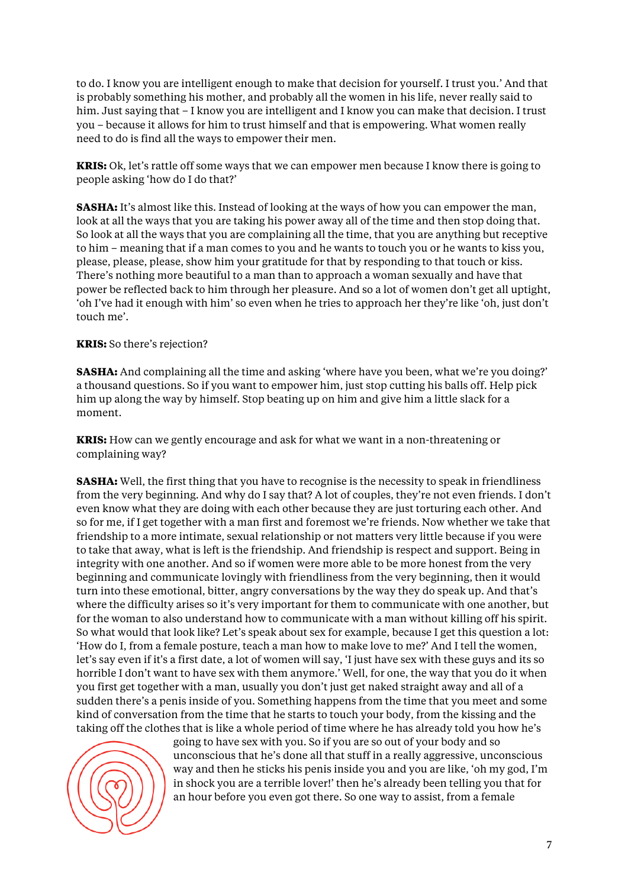to do. I know you are intelligent enough to make that decision for yourself. I trust you.' And that is probably something his mother, and probably all the women in his life, never really said to him. Just saying that – I know you are intelligent and I know you can make that decision. I trust you – because it allows for him to trust himself and that is empowering. What women really need to do is find all the ways to empower their men.

**KRIS:** Ok, let's rattle off some ways that we can empower men because I know there is going to people asking 'how do I do that?'

**SASHA:** It's almost like this. Instead of looking at the ways of how you can empower the man, look at all the ways that you are taking his power away all of the time and then stop doing that. So look at all the ways that you are complaining all the time, that you are anything but receptive to him – meaning that if a man comes to you and he wants to touch you or he wants to kiss you, please, please, please, show him your gratitude for that by responding to that touch or kiss. There's nothing more beautiful to a man than to approach a woman sexually and have that power be reflected back to him through her pleasure. And so a lot of women don't get all uptight, 'oh I've had it enough with him' so even when he tries to approach her they're like 'oh, just don't touch me'.

**KRIS:** So there's rejection?

**SASHA:** And complaining all the time and asking 'where have you been, what we're you doing?' a thousand questions. So if you want to empower him, just stop cutting his balls off. Help pick him up along the way by himself. Stop beating up on him and give him a little slack for a moment.

**KRIS:** How can we gently encourage and ask for what we want in a non-threatening or complaining way?

**SASHA:** Well, the first thing that you have to recognise is the necessity to speak in friendliness from the very beginning. And why do I say that? A lot of couples, they're not even friends. I don't even know what they are doing with each other because they are just torturing each other. And so for me, if I get together with a man first and foremost we're friends. Now whether we take that friendship to a more intimate, sexual relationship or not matters very little because if you were to take that away, what is left is the friendship. And friendship is respect and support. Being in integrity with one another. And so if women were more able to be more honest from the very beginning and communicate lovingly with friendliness from the very beginning, then it would turn into these emotional, bitter, angry conversations by the way they do speak up. And that's where the difficulty arises so it's very important for them to communicate with one another, but for the woman to also understand how to communicate with a man without killing off his spirit. So what would that look like? Let's speak about sex for example, because I get this question a lot: 'How do I, from a female posture, teach a man how to make love to me?' And I tell the women, let's say even if it's a first date, a lot of women will say, 'I just have sex with these guys and its so horrible I don't want to have sex with them anymore.' Well, for one, the way that you do it when you first get together with a man, usually you don't just get naked straight away and all of a sudden there's a penis inside of you. Something happens from the time that you meet and some kind of conversation from the time that he starts to touch your body, from the kissing and the taking off the clothes that is like a whole period of time where he has already told you how he's going to have sex with you. So if you are so out of your body and so unconscious that he's done all that stuff in a really aggressive, unconscious way and then he sticks his penis inside you and you are like, 'oh my god, I'm in shock you are a terrible lover!' then he's already been telling you that for an hour before you even got there. So one way to assist, from a female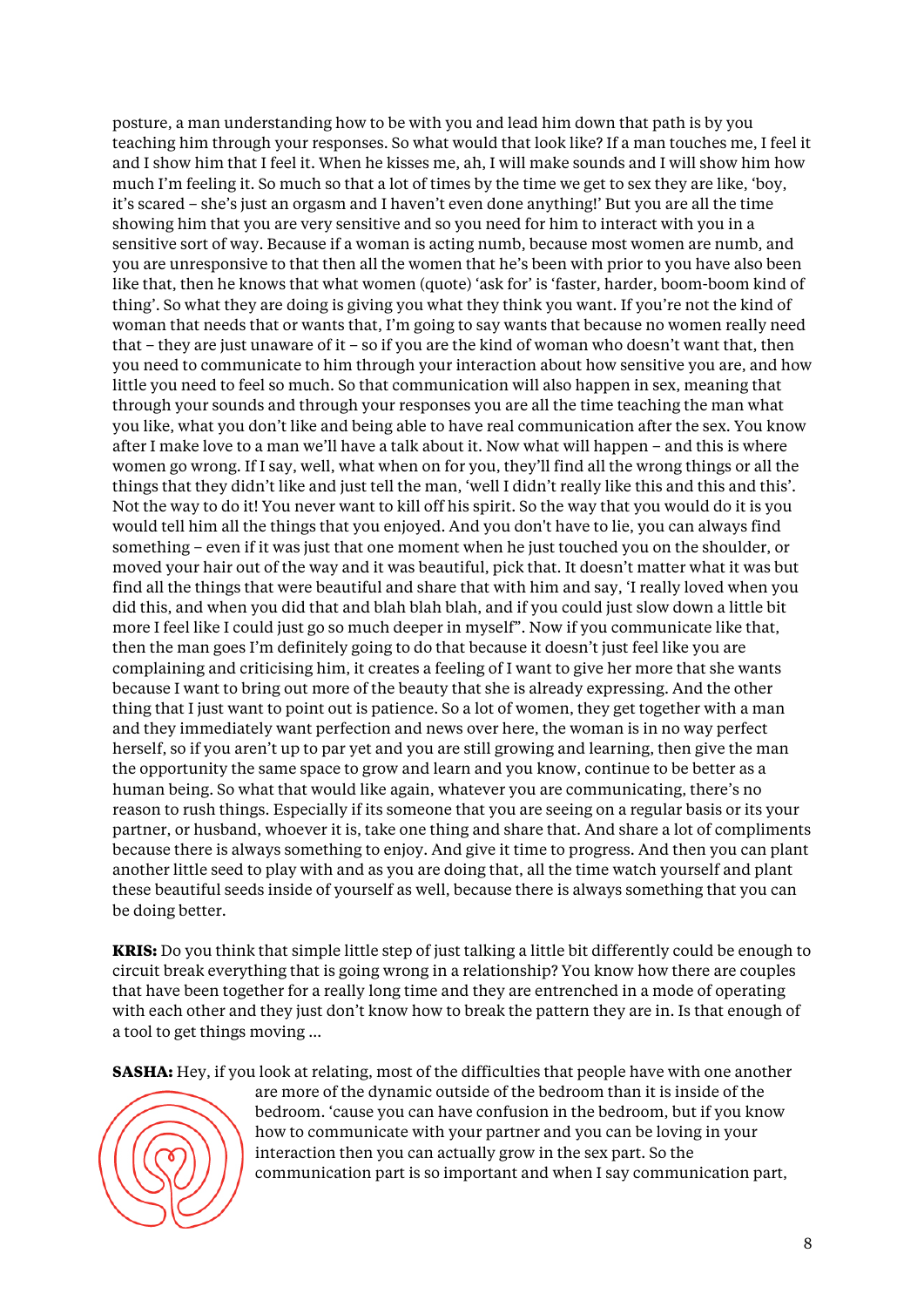posture, a man understanding how to be with you and lead him down that path is by you teaching him through your responses. So what would that look like? If a man touches me, I feel it and I show him that I feel it. When he kisses me, ah, I will make sounds and I will show him how much I'm feeling it. So much so that a lot of times by the time we get to sex they are like, 'boy, it's scared – she's just an orgasm and I haven't even done anything!' But you are all the time showing him that you are very sensitive and so you need for him to interact with you in a sensitive sort of way. Because if a woman is acting numb, because most women are numb, and you are unresponsive to that then all the women that he's been with prior to you have also been like that, then he knows that what women (quote) 'ask for' is 'faster, harder, boom-boom kind of thing'. So what they are doing is giving you what they think you want. If you're not the kind of woman that needs that or wants that, I'm going to say wants that because no women really need that – they are just unaware of it – so if you are the kind of woman who doesn't want that, then you need to communicate to him through your interaction about how sensitive you are, and how little you need to feel so much. So that communication will also happen in sex, meaning that through your sounds and through your responses you are all the time teaching the man what you like, what you don't like and being able to have real communication after the sex. You know after I make love to a man we'll have a talk about it. Now what will happen – and this is where women go wrong. If I say, well, what when on for you, they'll find all the wrong things or all the things that they didn't like and just tell the man, 'well I didn't really like this and this and this'. Not the way to do it! You never want to kill off his spirit. So the way that you would do it is you would tell him all the things that you enjoyed. And you don't have to lie, you can always find something – even if it was just that one moment when he just touched you on the shoulder, or moved your hair out of the way and it was beautiful, pick that. It doesn't matter what it was but find all the things that were beautiful and share that with him and say, 'I really loved when you did this, and when you did that and blah blah blah, and if you could just slow down a little bit more I feel like I could just go so much deeper in myself". Now if you communicate like that, then the man goes I'm definitely going to do that because it doesn't just feel like you are complaining and criticising him, it creates a feeling of I want to give her more that she wants because I want to bring out more of the beauty that she is already expressing. And the other thing that I just want to point out is patience. So a lot of women, they get together with a man and they immediately want perfection and news over here, the woman is in no way perfect herself, so if you aren't up to par yet and you are still growing and learning, then give the man the opportunity the same space to grow and learn and you know, continue to be better as a human being. So what that would like again, whatever you are communicating, there's no reason to rush things. Especially if its someone that you are seeing on a regular basis or its your partner, or husband, whoever it is, take one thing and share that. And share a lot of compliments because there is always something to enjoy. And give it time to progress. And then you can plant another little seed to play with and as you are doing that, all the time watch yourself and plant these beautiful seeds inside of yourself as well, because there is always something that you can be doing better.

**KRIS:** Do you think that simple little step of just talking a little bit differently could be enough to circuit break everything that is going wrong in a relationship? You know how there are couples that have been together for a really long time and they are entrenched in a mode of operating with each other and they just don't know how to break the pattern they are in. Is that enough of a tool to get things moving ...

**SASHA:** Hey, if you look at relating, most of the difficulties that people have with one another are more of the dynamic outside of the bedroom than it is inside of the bedroom. 'cause you can have confusion in the bedroom, but if you know how to communicate with your partner and you can be loving in your interaction then you can actually grow in the sex part. So the communication part is so important and when I say communication part,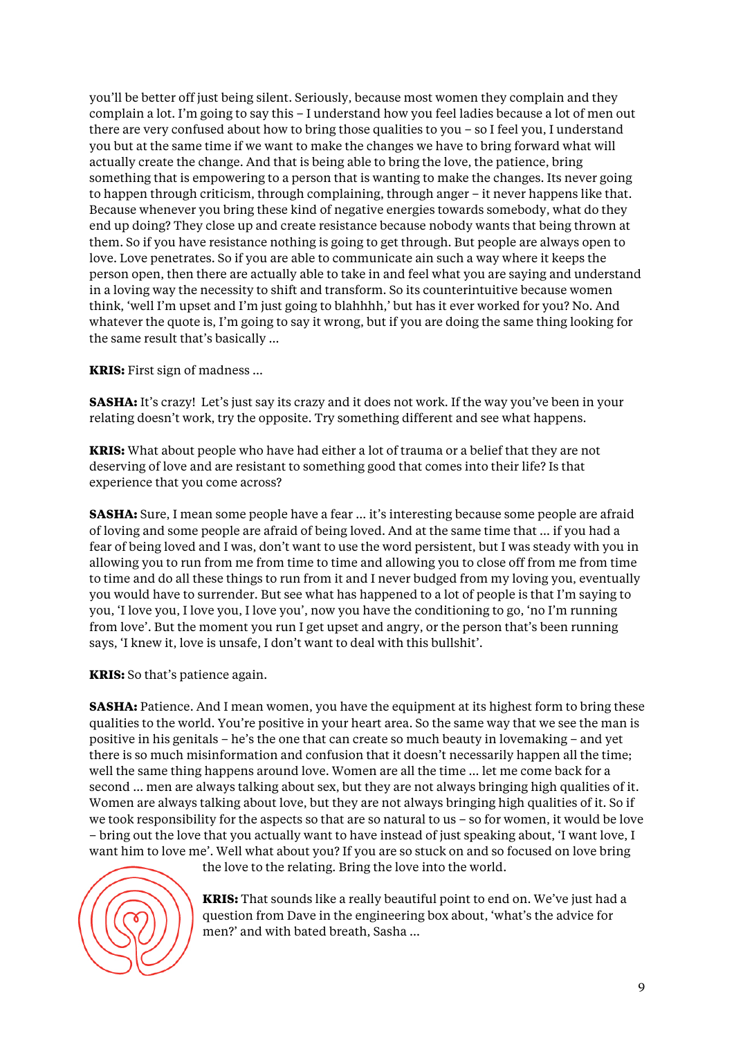you'll be better off just being silent. Seriously, because most women they complain and they complain a lot. I'm going to say this – I understand how you feel ladies because a lot of men out there are very confused about how to bring those qualities to you – so I feel you, I understand you but at the same time if we want to make the changes we have to bring forward what will actually create the change. And that is being able to bring the love, the patience, bring something that is empowering to a person that is wanting to make the changes. Its never going to happen through criticism, through complaining, through anger – it never happens like that. Because whenever you bring these kind of negative energies towards somebody, what do they end up doing? They close up and create resistance because nobody wants that being thrown at them. So if you have resistance nothing is going to get through. But people are always open to love. Love penetrates. So if you are able to communicate ain such a way where it keeps the person open, then there are actually able to take in and feel what you are saying and understand in a loving way the necessity to shift and transform. So its counterintuitive because women think, 'well I'm upset and I'm just going to blahhhh,' but has it ever worked for you? No. And whatever the quote is, I'm going to say it wrong, but if you are doing the same thing looking for the same result that's basically ...

**KRIS:** First sign of madness ...

**SASHA:** It's crazy! Let's just say its crazy and it does not work. If the way you've been in your relating doesn't work, try the opposite. Try something different and see what happens.

**KRIS:** What about people who have had either a lot of trauma or a belief that they are not deserving of love and are resistant to something good that comes into their life? Is that experience that you come across?

**SASHA:** Sure, I mean some people have a fear ... it's interesting because some people are afraid of loving and some people are afraid of being loved. And at the same time that ... if you had a fear of being loved and I was, don't want to use the word persistent, but I was steady with you in allowing you to run from me from time to time and allowing you to close off from me from time to time and do all these things to run from it and I never budged from my loving you, eventually you would have to surrender. But see what has happened to a lot of people is that I'm saying to you, 'I love you, I love you, I love you', now you have the conditioning to go, 'no I'm running from love'. But the moment you run I get upset and angry, or the person that's been running says, 'I knew it, love is unsafe, I don't want to deal with this bullshit'.

**KRIS:** So that's patience again.

**SASHA:** Patience. And I mean women, you have the equipment at its highest form to bring these qualities to the world. You're positive in your heart area. So the same way that we see the man is positive in his genitals – he's the one that can create so much beauty in lovemaking – and yet there is so much misinformation and confusion that it doesn't necessarily happen all the time; well the same thing happens around love. Women are all the time ... let me come back for a second ... men are always talking about sex, but they are not always bringing high qualities of it. Women are always talking about love, but they are not always bringing high qualities of it. So if we took responsibility for the aspects so that are so natural to us – so for women, it would be love – bring out the love that you actually want to have instead of just speaking about, 'I want love, I want him to love me'. Well what about you? If you are so stuck on and so focused on love bring the love to the relating. Bring the love into the world.

**KRIS:** That sounds like a really beautiful point to end on. We've just had a question from Dave in the engineering box about, 'what's the advice for men?' and with bated breath, Sasha ...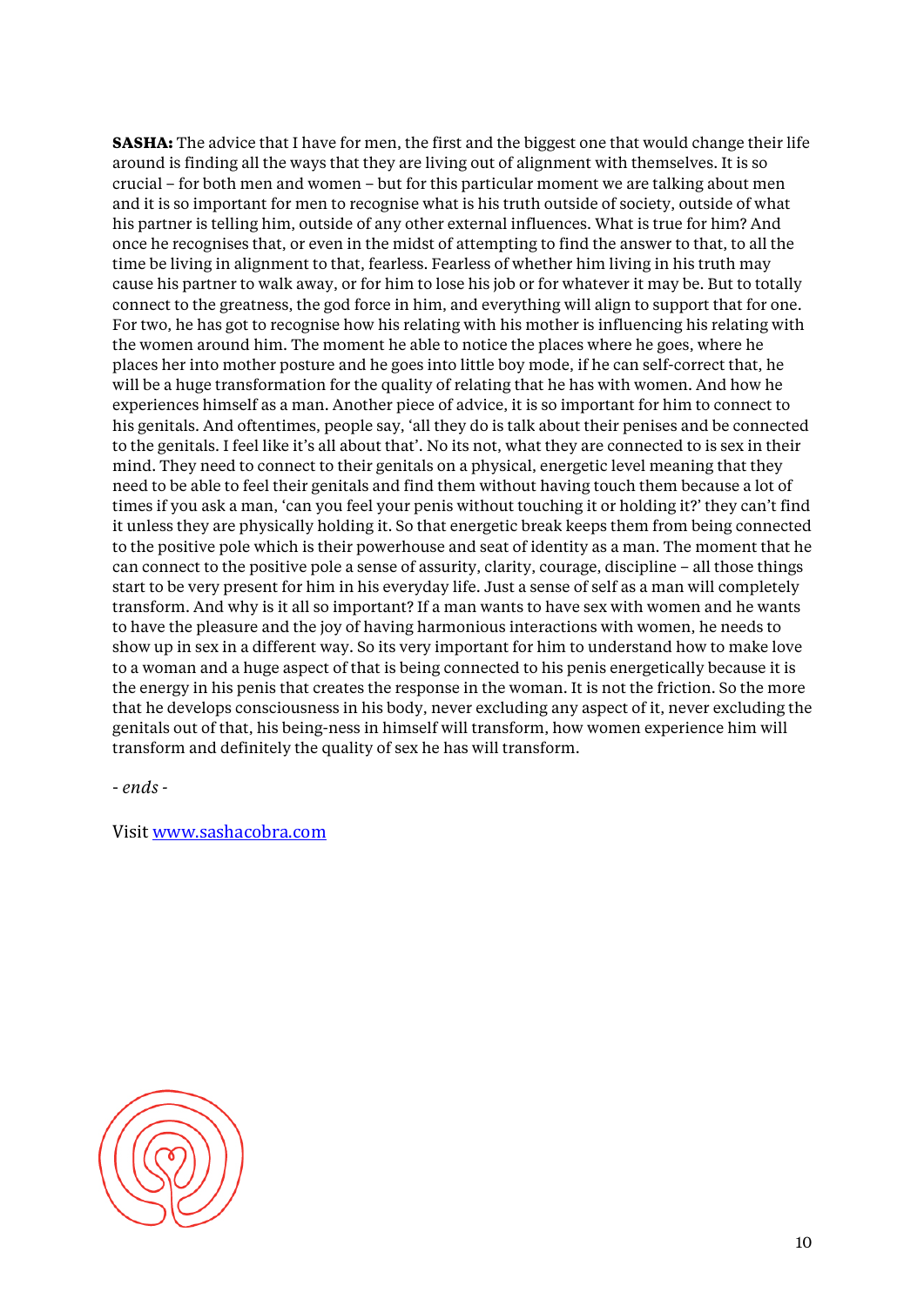**SASHA:** The advice that I have for men, the first and the biggest one that would change their life around is finding all the ways that they are living out of alignment with themselves. It is so crucial – for both men and women – but for this particular moment we are talking about men and it is so important for men to recognise what is his truth outside of society, outside of what his partner is telling him, outside of any other external influences. What is true for him? And once he recognises that, or even in the midst of attempting to find the answer to that, to all the time be living in alignment to that, fearless. Fearless of whether him living in his truth may cause his partner to walk away, or for him to lose his job or for whatever it may be. But to totally connect to the greatness, the god force in him, and everything will align to support that for one. For two, he has got to recognise how his relating with his mother is influencing his relating with the women around him. The moment he able to notice the places where he goes, where he places her into mother posture and he goes into little boy mode, if he can self-correct that, he will be a huge transformation for the quality of relating that he has with women. And how he experiences himself as a man. Another piece of advice, it is so important for him to connect to his genitals. And oftentimes, people say, 'all they do is talk about their penises and be connected to the genitals. I feel like it's all about that'. No its not, what they are connected to is sex in their mind. They need to connect to their genitals on a physical, energetic level meaning that they need to be able to feel their genitals and find them without having touch them because a lot of times if you ask a man, 'can you feel your penis without touching it or holding it?' they can't find it unless they are physically holding it. So that energetic break keeps them from being connected to the positive pole which is their powerhouse and seat of identity as a man. The moment that he can connect to the positive pole a sense of assurity, clarity, courage, discipline – all those things start to be very present for him in his everyday life. Just a sense of self as a man will completely transform. And why is it all so important? If a man wants to have sex with women and he wants to have the pleasure and the joy of having harmonious interactions with women, he needs to show up in sex in a different way. So its very important for him to understand how to make love to a woman and a huge aspect of that is being connected to his penis energetically because it is the energy in his penis that creates the response in the woman. It is not the friction. So the more that he develops consciousness in his body, never excluding any aspect of it, never excluding the genitals out of that, his being-ness in himself will transform, how women experience him will transform and definitely the quality of sex he has will transform.

*- ends -*

Visit [www.sashacobra.com](http://www.sashacobra.com)